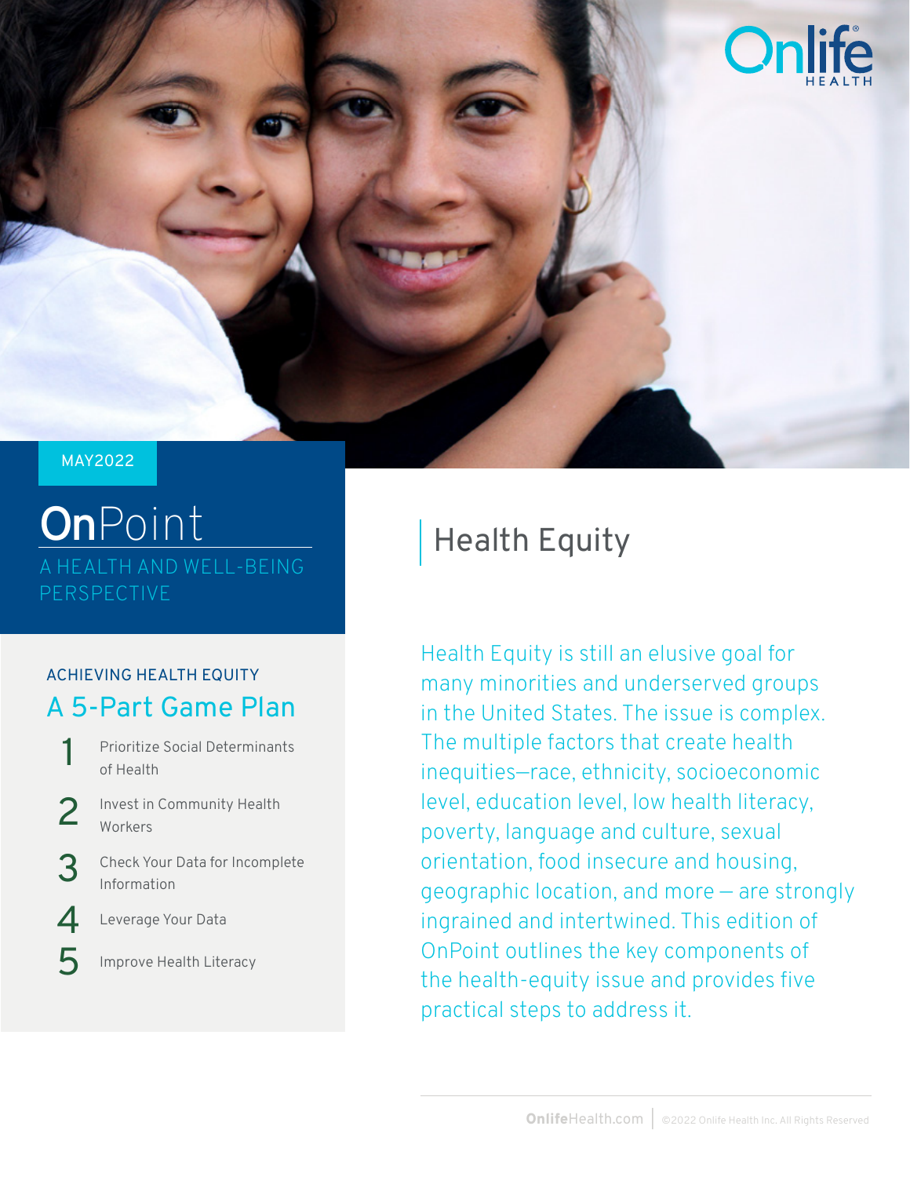MAY2022

# OnPoint

A HEALTH AND WELL-BEING PERSPECTIVE

## ACHIEVING HEALTH EQUITY

## A 5-Part Game Plan

1. Prioritize Social Determinants of Health
2. Invest in Community Health Workers
3. Check Your Data for Incomplete Information
4. Leverage Your Data
5. Improve Health Literacy

# Health Equity

Health Equity is still an elusive goal for many minorities and underserved groups in the United States. The issue is complex. The multiple factors that create health inequities—race, ethnicity, socioeconomic level, education level, low health literacy, poverty, language and culture, sexual orientation, food insecure and housing, geographic location, and more – are strongly ingrained and intertwined. This edition of OnPoint outlines the key components of the health-equity issue and provides five practical steps to address it.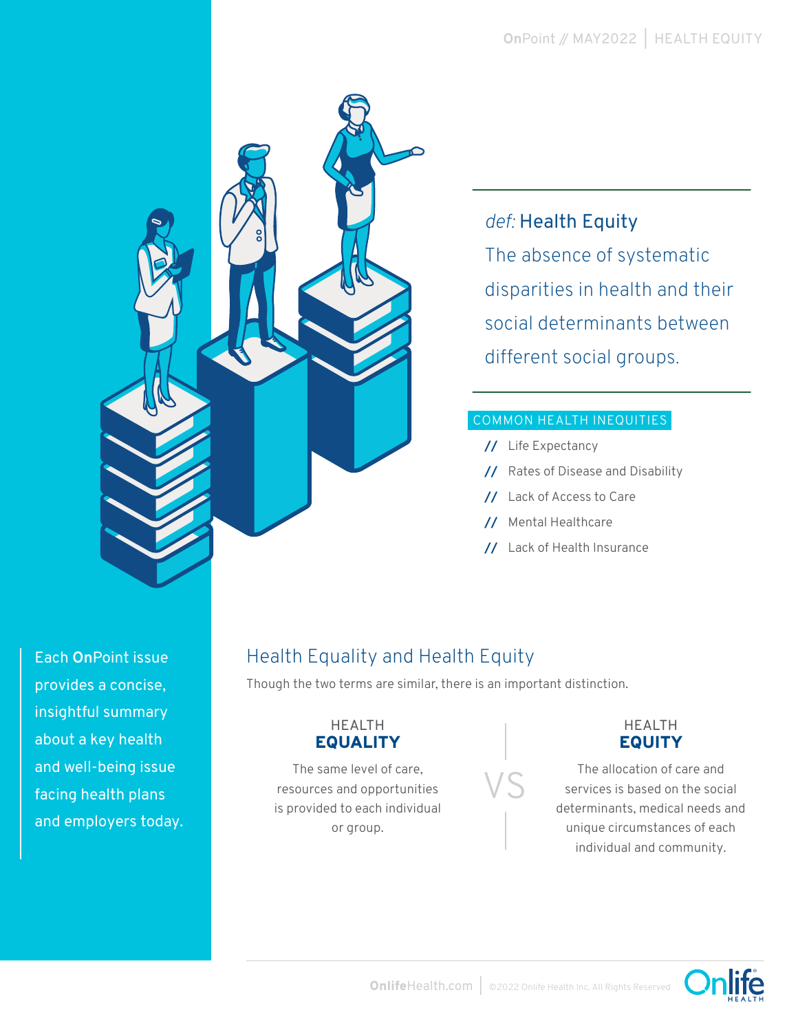*def:* **Health Equity**

The absence of systematic disparities in health and their social determinants between different social groups.

COMMON HEALTH INEQUITIES

- Life Expectancy
- Rates of Disease and Disability
- Lack of Access to Care
- Mental Healthcare
- Lack of Health Insurance

Each **On**Point issue provides a concise, insightful summary about a key health and well-being issue facing health plans and employers today.

## Health Equality and Health Equity

Though the two terms are similar, there is an important distinction.

| HEALTH **EQUALITY** | VS | HEALTH **EQUITY** |
|---|---|---|
| The same level of care, resources and opportunities is provided to each individual or group. | | The allocation of care and services is based on the social determinants, medical needs and unique circumstances of each individual and community. |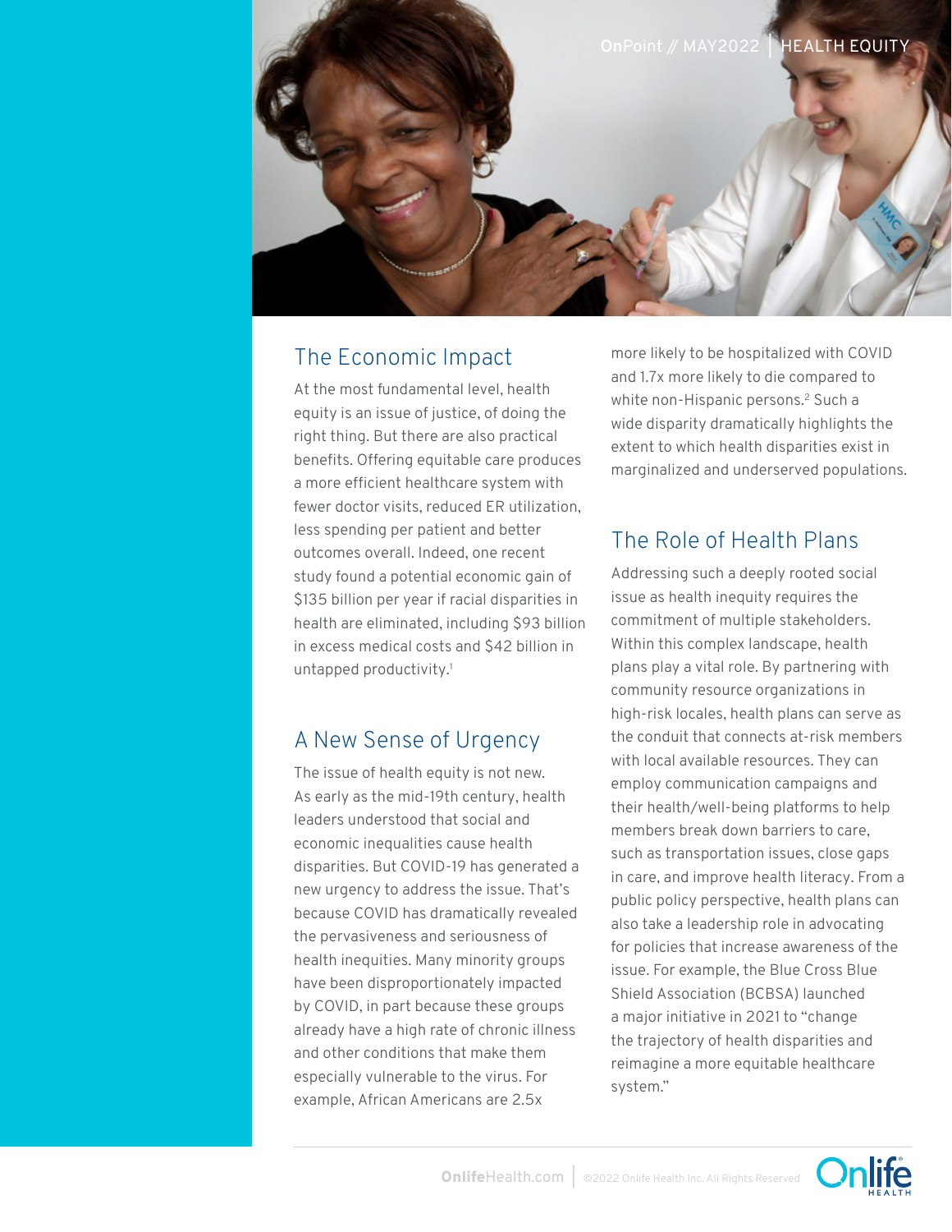## The Economic Impact

At the most fundamental level, health equity is an issue of justice, of doing the right thing. But there are also practical benefits. Offering equitable care produces a more efficient healthcare system with fewer doctor visits, reduced ER utilization, less spending per patient and better outcomes overall. Indeed, one recent study found a potential economic gain of $135 billion per year if racial disparities in health are eliminated, including $93 billion in excess medical costs and $42 billion in untapped productivity.[1]

## A New Sense of Urgency

The issue of health equity is not new. As early as the mid-19th century, health leaders understood that social and economic inequalities cause health disparities. But COVID-19 has generated a new urgency to address the issue. That's because COVID has dramatically revealed the pervasiveness and seriousness of health inequities. Many minority groups have been disproportionately impacted by COVID, in part because these groups already have a high rate of chronic illness and other conditions that make them especially vulnerable to the virus. For example, African Americans are 2.5x more likely to be hospitalized with COVID and 1.7x more likely to die compared to white non-Hispanic persons.[2] Such a wide disparity dramatically highlights the extent to which health disparities exist in marginalized and underserved populations.

## The Role of Health Plans

Addressing such a deeply rooted social issue as health inequity requires the commitment of multiple stakeholders. Within this complex landscape, health plans play a vital role. By partnering with community resource organizations in high-risk locales, health plans can serve as the conduit that connects at-risk members with local available resources. They can employ communication campaigns and their health/well-being platforms to help members break down barriers to care, such as transportation issues, close gaps in care, and improve health literacy. From a public policy perspective, health plans can also take a leadership role in advocating for policies that increase awareness of the issue. For example, the Blue Cross Blue Shield Association (BCBSA) launched a major initiative in 2021 to "change the trajectory of health disparities and reimagine a more equitable healthcare system."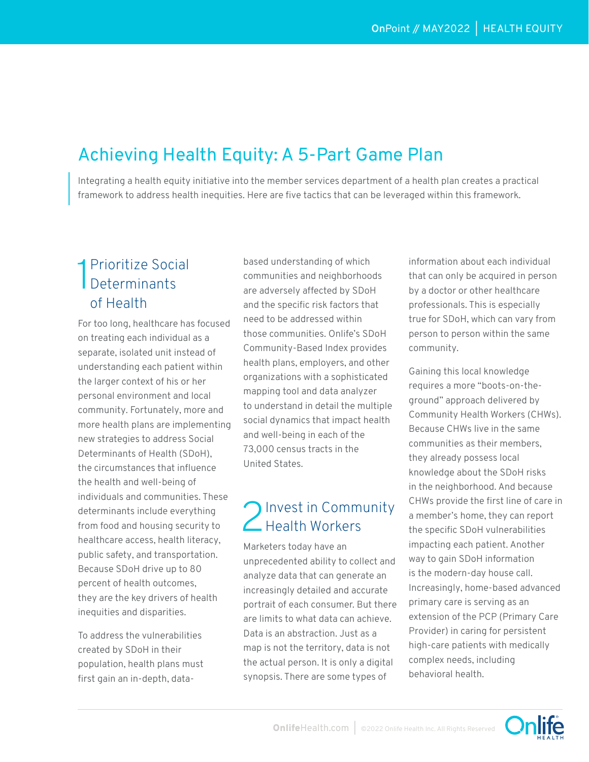# Achieving Health Equity: A 5-Part Game Plan

Integrating a health equity initiative into the member services department of a health plan creates a practical framework to address health inequities. Here are five tactics that can be leveraged within this framework.

## 1 Prioritize Social Determinants of Health

For too long, healthcare has focused on treating each individual as a separate, isolated unit instead of understanding each patient within the larger context of his or her personal environment and local community. Fortunately, more and more health plans are implementing new strategies to address Social Determinants of Health (SDoH), the circumstances that influence the health and well-being of individuals and communities. These determinants include everything from food and housing security to healthcare access, health literacy, public safety, and transportation. Because SDoH drive up to 80 percent of health outcomes, they are the key drivers of health inequities and disparities.

To address the vulnerabilities created by SDoH in their population, health plans must first gain an in-depth, data-based understanding of which communities and neighborhoods are adversely affected by SDoH and the specific risk factors that need to be addressed within those communities. Onlife's SDoH Community-Based Index provides health plans, employers, and other organizations with a sophisticated mapping tool and data analyzer to understand in detail the multiple social dynamics that impact health and well-being in each of the 73,000 census tracts in the United States.

## 2 Invest in Community Health Workers

Marketers today have an unprecedented ability to collect and analyze data that can generate an increasingly detailed and accurate portrait of each consumer. But there are limits to what data can achieve. Data is an abstraction. Just as a map is not the territory, data is not the actual person. It is only a digital synopsis. There are some types of information about each individual that can only be acquired in person by a doctor or other healthcare professionals. This is especially true for SDoH, which can vary from person to person within the same community.

Gaining this local knowledge requires a more "boots-on-the-ground" approach delivered by Community Health Workers (CHWs). Because CHWs live in the same communities as their members, they already possess local knowledge about the SDoH risks in the neighborhood. And because CHWs provide the first line of care in a member's home, they can report the specific SDoH vulnerabilities impacting each patient. Another way to gain SDoH information is the modern-day house call. Increasingly, home-based advanced primary care is serving as an extension of the PCP (Primary Care Provider) in caring for persistent high-care patients with medically complex needs, including behavioral health.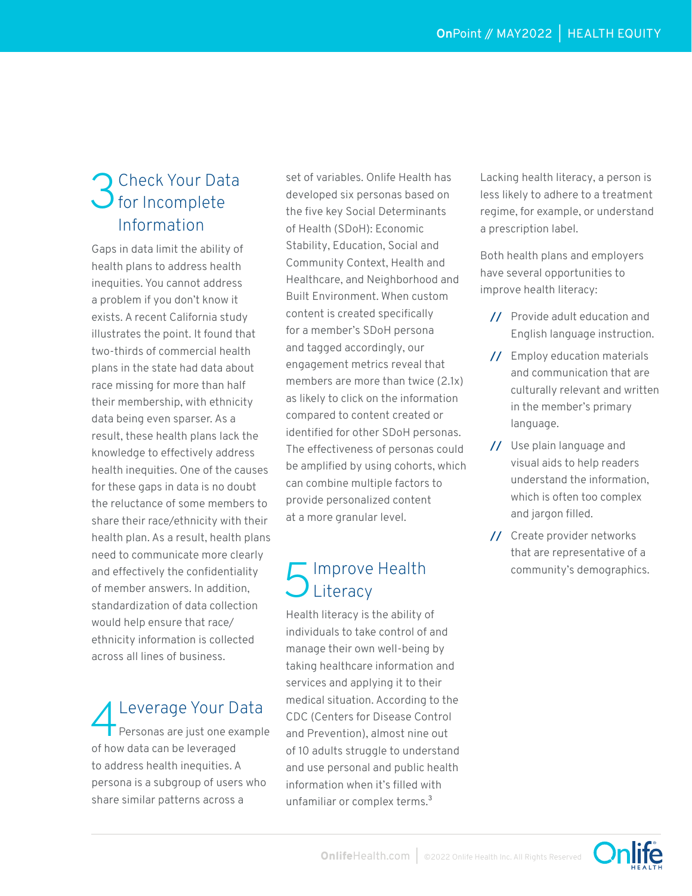## 3 Check Your Data for Incomplete Information

Gaps in data limit the ability of health plans to address health inequities. You cannot address a problem if you don't know it exists. A recent California study illustrates the point. It found that two-thirds of commercial health plans in the state had data about race missing for more than half their membership, with ethnicity data being even sparser. As a result, these health plans lack the knowledge to effectively address health inequities. One of the causes for these gaps in data is no doubt the reluctance of some members to share their race/ethnicity with their health plan. As a result, health plans need to communicate more clearly and effectively the confidentiality of member answers. In addition, standardization of data collection would help ensure that race/ethnicity information is collected across all lines of business.

## 4 Leverage Your Data

Personas are just one example of how data can be leveraged to address health inequities. A persona is a subgroup of users who share similar patterns across a set of variables. Onlife Health has developed six personas based on the five key Social Determinants of Health (SDoH): Economic Stability, Education, Social and Community Context, Health and Healthcare, and Neighborhood and Built Environment. When custom content is created specifically for a member's SDoH persona and tagged accordingly, our engagement metrics reveal that members are more than twice (2.1x) as likely to click on the information compared to content created or identified for other SDoH personas. The effectiveness of personas could be amplified by using cohorts, which can combine multiple factors to provide personalized content at a more granular level.

## 5 Improve Health Literacy

Health literacy is the ability of individuals to take control of and manage their own well-being by taking healthcare information and services and applying it to their medical situation. According to the CDC (Centers for Disease Control and Prevention), almost nine out of 10 adults struggle to understand and use personal and public health information when it's filled with unfamiliar or complex terms.[3]

Lacking health literacy, a person is less likely to adhere to a treatment regime, for example, or understand a prescription label.

Both health plans and employers have several opportunities to improve health literacy:

- Provide adult education and English language instruction.
- Employ education materials and communication that are culturally relevant and written in the member's primary language.
- Use plain language and visual aids to help readers understand the information, which is often too complex and jargon filled.
- Create provider networks that are representative of a community's demographics.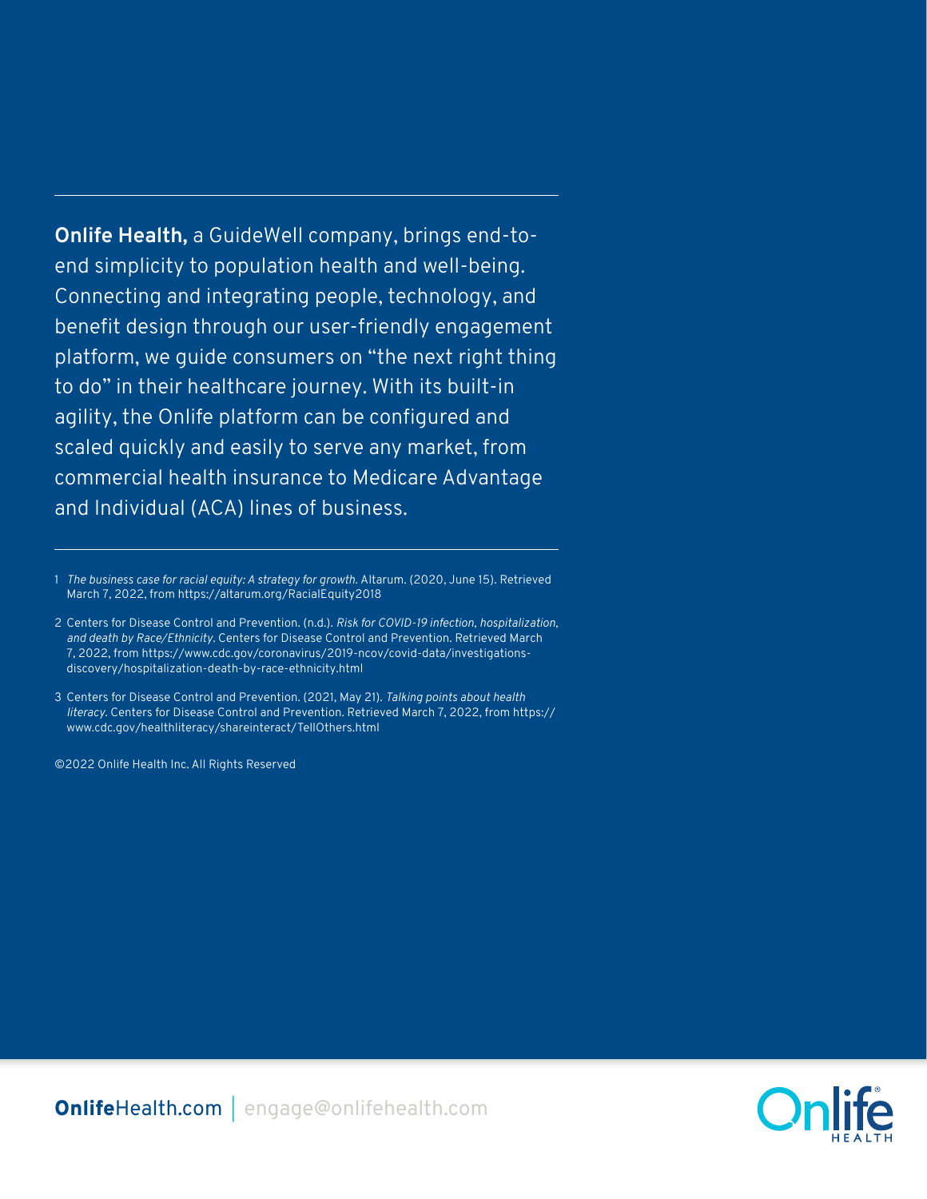**Onlife Health,** a GuideWell company, brings end-to-end simplicity to population health and well-being. Connecting and integrating people, technology, and benefit design through our user-friendly engagement platform, we guide consumers on "the next right thing to do" in their healthcare journey. With its built-in agility, the Onlife platform can be configured and scaled quickly and easily to serve any market, from commercial health insurance to Medicare Advantage and Individual (ACA) lines of business.

---

1 *The business case for racial equity: A strategy for growth.* Altarum. (2020, June 15). Retrieved March 7, 2022, from https://altarum.org/RacialEquity2018

2 Centers for Disease Control and Prevention. (n.d.). *Risk for COVID-19 infection, hospitalization, and death by Race/Ethnicity.* Centers for Disease Control and Prevention. Retrieved March 7, 2022, from https://www.cdc.gov/coronavirus/2019-ncov/covid-data/investigations-discovery/hospitalization-death-by-race-ethnicity.html

3 Centers for Disease Control and Prevention. (2021, May 21). *Talking points about health literacy.* Centers for Disease Control and Prevention. Retrieved March 7, 2022, from https://www.cdc.gov/healthliteracy/shareinteract/TellOthers.html

©2022 Onlife Health Inc. All Rights Reserved

**Onlife**Health.com | engage@onlifehealth.com